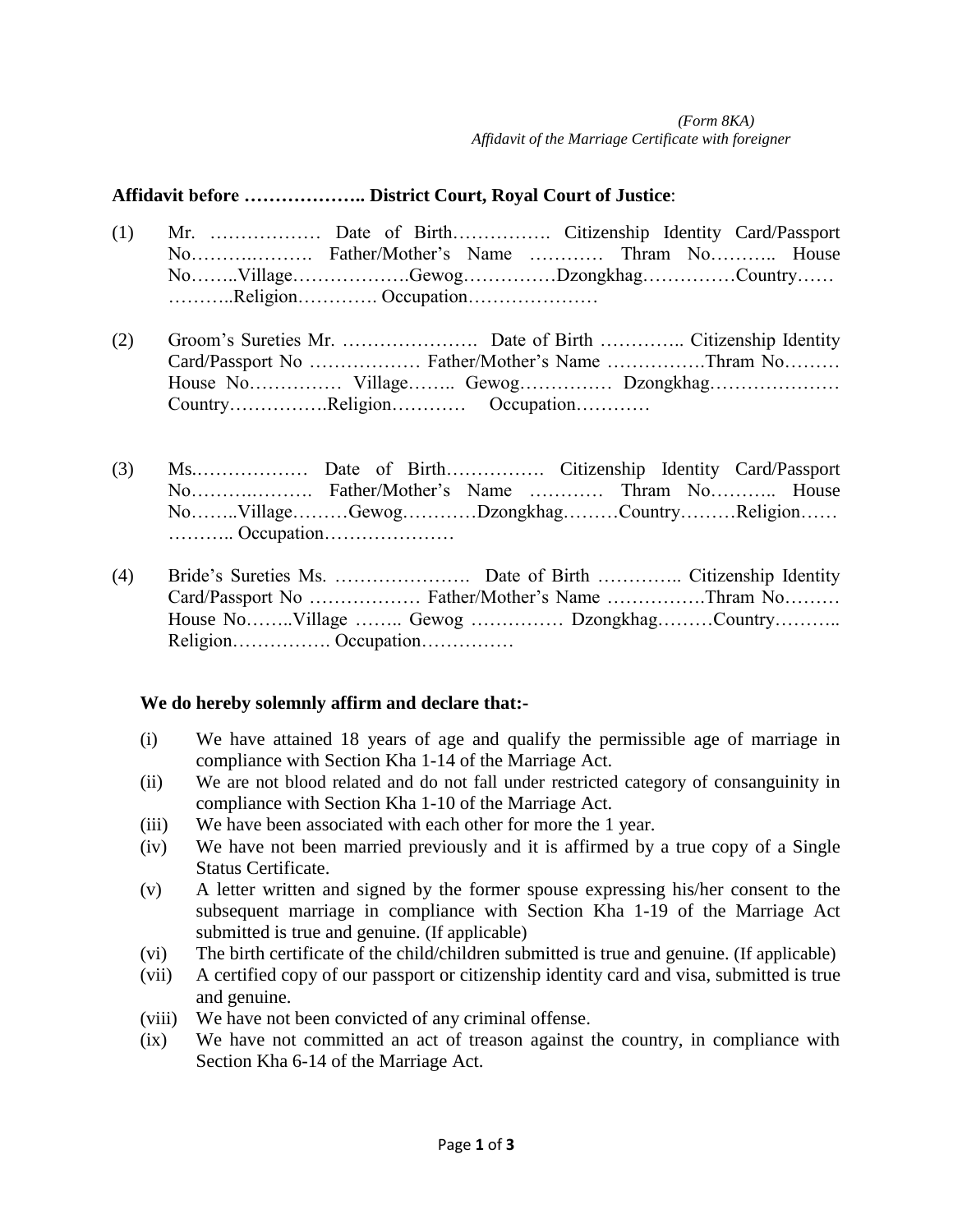*(Form 8KA)*
*Affidavit of the Marriage Certificate with foreigner*

**Affidavit before ……………….. District Court, Royal Court of Justice**:

(1) Mr. ……………… Date of Birth……………. Citizenship Identity Card/Passport No…………………. Father/Mother's Name ………… Thram No……….. House No……..Village……………….Gewog……………Dzongkhag……………Country…… ………..Religion…………. Occupation…………………

(2) Groom's Sureties Mr. …………………. Date of Birth ………….. Citizenship Identity Card/Passport No ……………… Father/Mother's Name …………….Thram No……… House No…………… Village…….. Gewog…………… Dzongkhag………………… Country…………….Religion………… Occupation…………

(3) Ms.……………… Date of Birth……………. Citizenship Identity Card/Passport No…………………. Father/Mother's Name ………… Thram No……….. House No……..Village………Gewog…………Dzongkhag………Country………Religion…… ……….. Occupation…………………

(4) Bride's Sureties Ms. …………………. Date of Birth ………….. Citizenship Identity Card/Passport No ……………… Father/Mother's Name …………….Thram No……… House No……..Village …….. Gewog …………… Dzongkhag………Country……….. Religion……………. Occupation……………

**We do hereby solemnly affirm and declare that:-**

(i) We have attained 18 years of age and qualify the permissible age of marriage in compliance with Section Kha 1-14 of the Marriage Act.

(ii) We are not blood related and do not fall under restricted category of consanguinity in compliance with Section Kha 1-10 of the Marriage Act.

(iii) We have been associated with each other for more the 1 year.

(iv) We have not been married previously and it is affirmed by a true copy of a Single Status Certificate.

(v) A letter written and signed by the former spouse expressing his/her consent to the subsequent marriage in compliance with Section Kha 1-19 of the Marriage Act submitted is true and genuine. (If applicable)

(vi) The birth certificate of the child/children submitted is true and genuine. (If applicable)

(vii) A certified copy of our passport or citizenship identity card and visa, submitted is true and genuine.

(viii) We have not been convicted of any criminal offense.

(ix) We have not committed an act of treason against the country, in compliance with Section Kha 6-14 of the Marriage Act.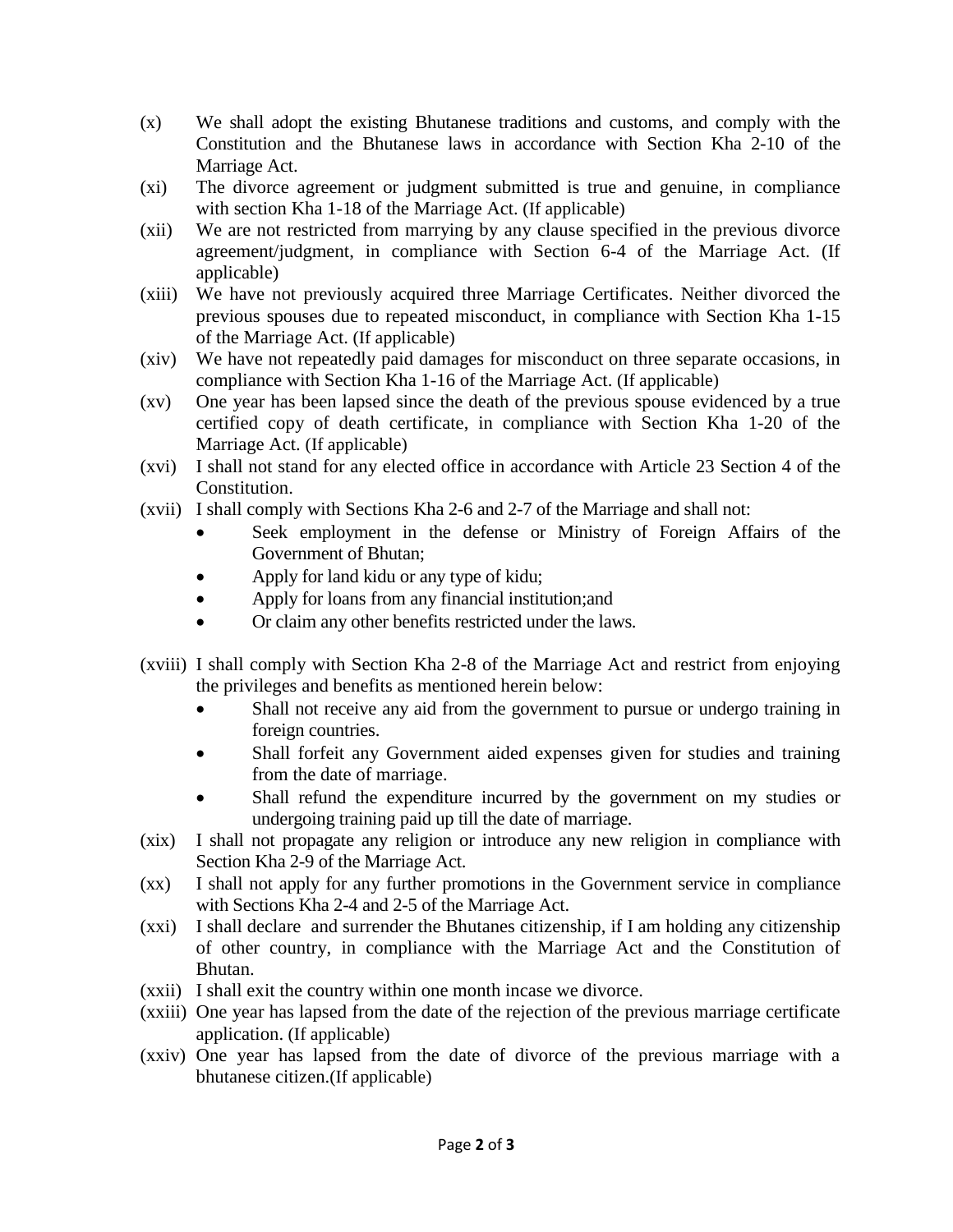(x) We shall adopt the existing Bhutanese traditions and customs, and comply with the Constitution and the Bhutanese laws in accordance with Section Kha 2-10 of the Marriage Act.

(xi) The divorce agreement or judgment submitted is true and genuine, in compliance with section Kha 1-18 of the Marriage Act. (If applicable)

(xii) We are not restricted from marrying by any clause specified in the previous divorce agreement/judgment, in compliance with Section 6-4 of the Marriage Act. (If applicable)

(xiii) We have not previously acquired three Marriage Certificates. Neither divorced the previous spouses due to repeated misconduct, in compliance with Section Kha 1-15 of the Marriage Act. (If applicable)

(xiv) We have not repeatedly paid damages for misconduct on three separate occasions, in compliance with Section Kha 1-16 of the Marriage Act. (If applicable)

(xv) One year has been lapsed since the death of the previous spouse evidenced by a true certified copy of death certificate, in compliance with Section Kha 1-20 of the Marriage Act. (If applicable)

(xvi) I shall not stand for any elected office in accordance with Article 23 Section 4 of the Constitution.

(xvii) I shall comply with Sections Kha 2-6 and 2-7 of the Marriage and shall not:

- Seek employment in the defense or Ministry of Foreign Affairs of the Government of Bhutan;
- Apply for land kidu or any type of kidu;
- Apply for loans from any financial institution;and
- Or claim any other benefits restricted under the laws.

(xviii) I shall comply with Section Kha 2-8 of the Marriage Act and restrict from enjoying the privileges and benefits as mentioned herein below:

- Shall not receive any aid from the government to pursue or undergo training in foreign countries.
- Shall forfeit any Government aided expenses given for studies and training from the date of marriage.
- Shall refund the expenditure incurred by the government on my studies or undergoing training paid up till the date of marriage.

(xix) I shall not propagate any religion or introduce any new religion in compliance with Section Kha 2-9 of the Marriage Act.

(xx) I shall not apply for any further promotions in the Government service in compliance with Sections Kha 2-4 and 2-5 of the Marriage Act.

(xxi) I shall declare and surrender the Bhutanes citizenship, if I am holding any citizenship of other country, in compliance with the Marriage Act and the Constitution of Bhutan.

(xxii) I shall exit the country within one month incase we divorce.

(xxiii) One year has lapsed from the date of the rejection of the previous marriage certificate application. (If applicable)

(xxiv) One year has lapsed from the date of divorce of the previous marriage with a bhutanese citizen.(If applicable)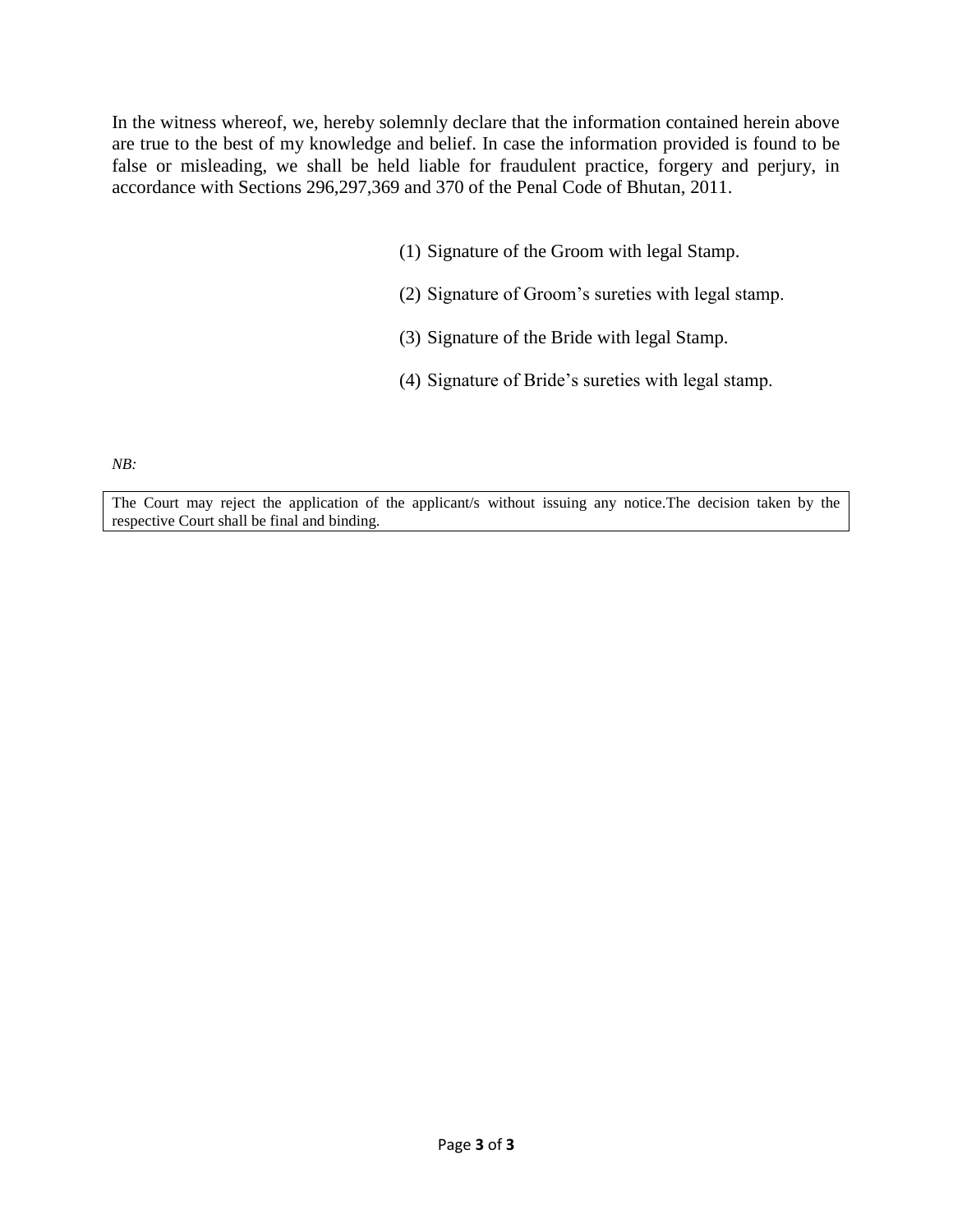In the witness whereof, we, hereby solemnly declare that the information contained herein above are true to the best of my knowledge and belief. In case the information provided is found to be false or misleading, we shall be held liable for fraudulent practice, forgery and perjury, in accordance with Sections 296,297,369 and 370 of the Penal Code of Bhutan, 2011.

(1) Signature of the Groom with legal Stamp.

(2) Signature of Groom's sureties with legal stamp.

(3) Signature of the Bride with legal Stamp.

(4) Signature of Bride's sureties with legal stamp.

*NB:*

The Court may reject the application of the applicant/s without issuing any notice.The decision taken by the respective Court shall be final and binding.